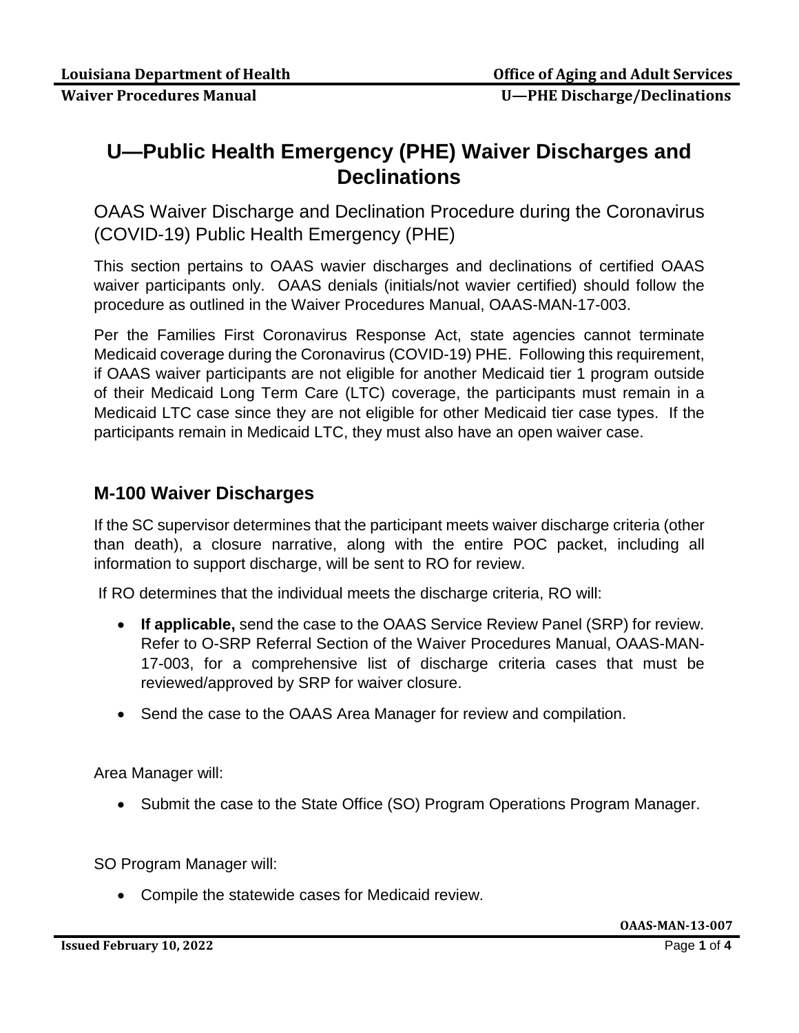# U—Public Health Emergency (PHE) Waiver Discharges and Declinations

## OAAS Waiver Discharge and Declination Procedure during the Coronavirus (COVID-19) Public Health Emergency (PHE)

This section pertains to OAAS wavier discharges and declinations of certified OAAS waiver participants only. OAAS denials (initials/not wavier certified) should follow the procedure as outlined in the Waiver Procedures Manual, OAAS-MAN-17-003.

Per the Families First Coronavirus Response Act, state agencies cannot terminate Medicaid coverage during the Coronavirus (COVID-19) PHE. Following this requirement, if OAAS waiver participants are not eligible for another Medicaid tier 1 program outside of their Medicaid Long Term Care (LTC) coverage, the participants must remain in a Medicaid LTC case since they are not eligible for other Medicaid tier case types. If the participants remain in Medicaid LTC, they must also have an open waiver case.

## M-100 Waiver Discharges

If the SC supervisor determines that the participant meets waiver discharge criteria (other than death), a closure narrative, along with the entire POC packet, including all information to support discharge, will be sent to RO for review.

If RO determines that the individual meets the discharge criteria, RO will:

- **If applicable,** send the case to the OAAS Service Review Panel (SRP) for review. Refer to O-SRP Referral Section of the Waiver Procedures Manual, OAAS-MAN-17-003, for a comprehensive list of discharge criteria cases that must be reviewed/approved by SRP for waiver closure.
- Send the case to the OAAS Area Manager for review and compilation.

Area Manager will:

- Submit the case to the State Office (SO) Program Operations Program Manager.

SO Program Manager will:

- Compile the statewide cases for Medicaid review.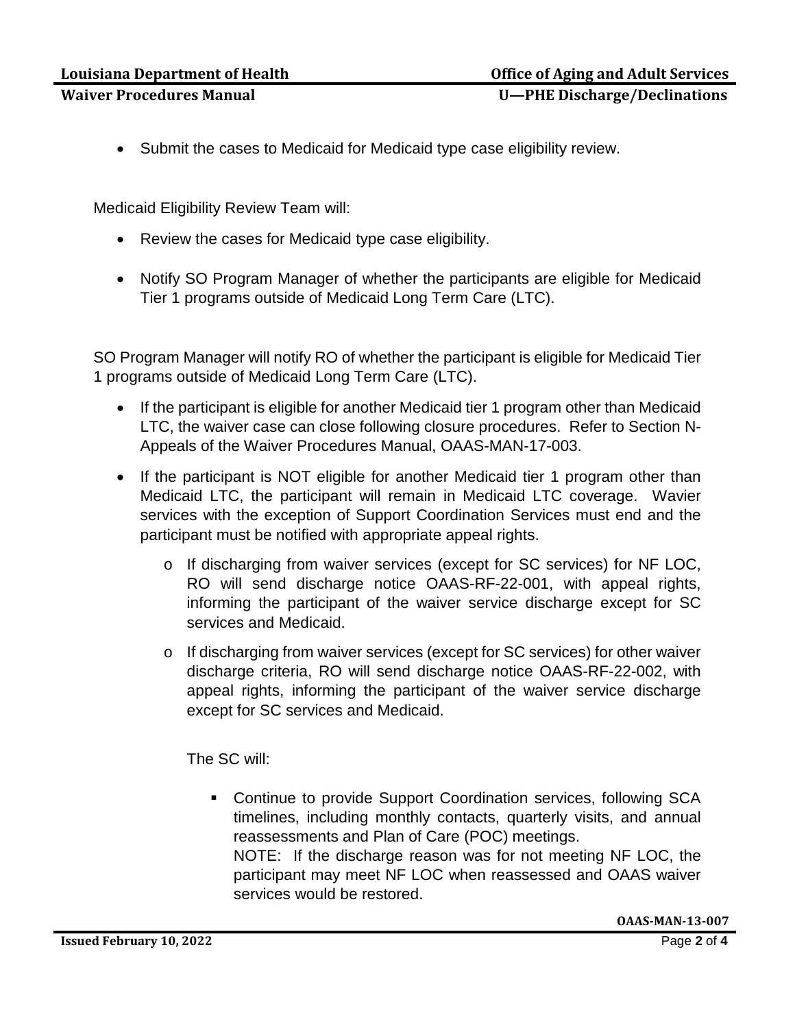- Submit the cases to Medicaid for Medicaid type case eligibility review.

Medicaid Eligibility Review Team will:

- Review the cases for Medicaid type case eligibility.
- Notify SO Program Manager of whether the participants are eligible for Medicaid Tier 1 programs outside of Medicaid Long Term Care (LTC).

SO Program Manager will notify RO of whether the participant is eligible for Medicaid Tier 1 programs outside of Medicaid Long Term Care (LTC).

- If the participant is eligible for another Medicaid tier 1 program other than Medicaid LTC, the waiver case can close following closure procedures. Refer to Section N-Appeals of the Waiver Procedures Manual, OAAS-MAN-17-003.
- If the participant is NOT eligible for another Medicaid tier 1 program other than Medicaid LTC, the participant will remain in Medicaid LTC coverage. Wavier services with the exception of Support Coordination Services must end and the participant must be notified with appropriate appeal rights.
    - If discharging from waiver services (except for SC services) for NF LOC, RO will send discharge notice OAAS-RF-22-001, with appeal rights, informing the participant of the waiver service discharge except for SC services and Medicaid.
    - If discharging from waiver services (except for SC services) for other waiver discharge criteria, RO will send discharge notice OAAS-RF-22-002, with appeal rights, informing the participant of the waiver service discharge except for SC services and Medicaid.

      The SC will:

        - Continue to provide Support Coordination services, following SCA timelines, including monthly contacts, quarterly visits, and annual reassessments and Plan of Care (POC) meetings.
          NOTE: If the discharge reason was for not meeting NF LOC, the participant may meet NF LOC when reassessed and OAAS waiver services would be restored.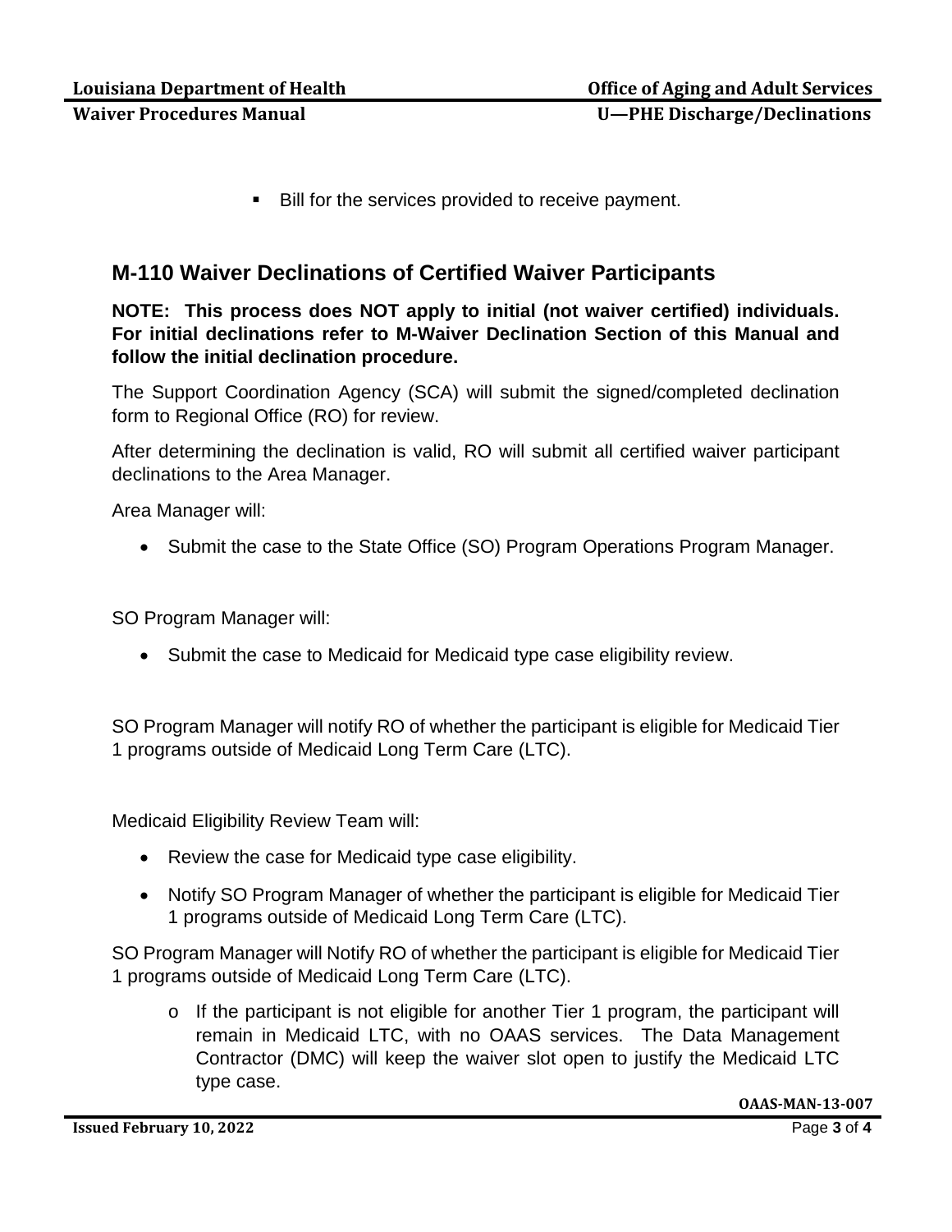- Bill for the services provided to receive payment.

## M-110 Waiver Declinations of Certified Waiver Participants

**NOTE: This process does NOT apply to initial (not waiver certified) individuals. For initial declinations refer to M-Waiver Declination Section of this Manual and follow the initial declination procedure.**

The Support Coordination Agency (SCA) will submit the signed/completed declination form to Regional Office (RO) for review.

After determining the declination is valid, RO will submit all certified waiver participant declinations to the Area Manager.

Area Manager will:

- Submit the case to the State Office (SO) Program Operations Program Manager.

SO Program Manager will:

- Submit the case to Medicaid for Medicaid type case eligibility review.

SO Program Manager will notify RO of whether the participant is eligible for Medicaid Tier 1 programs outside of Medicaid Long Term Care (LTC).

Medicaid Eligibility Review Team will:

- Review the case for Medicaid type case eligibility.
- Notify SO Program Manager of whether the participant is eligible for Medicaid Tier 1 programs outside of Medicaid Long Term Care (LTC).

SO Program Manager will Notify RO of whether the participant is eligible for Medicaid Tier 1 programs outside of Medicaid Long Term Care (LTC).

- o If the participant is not eligible for another Tier 1 program, the participant will remain in Medicaid LTC, with no OAAS services. The Data Management Contractor (DMC) will keep the waiver slot open to justify the Medicaid LTC type case.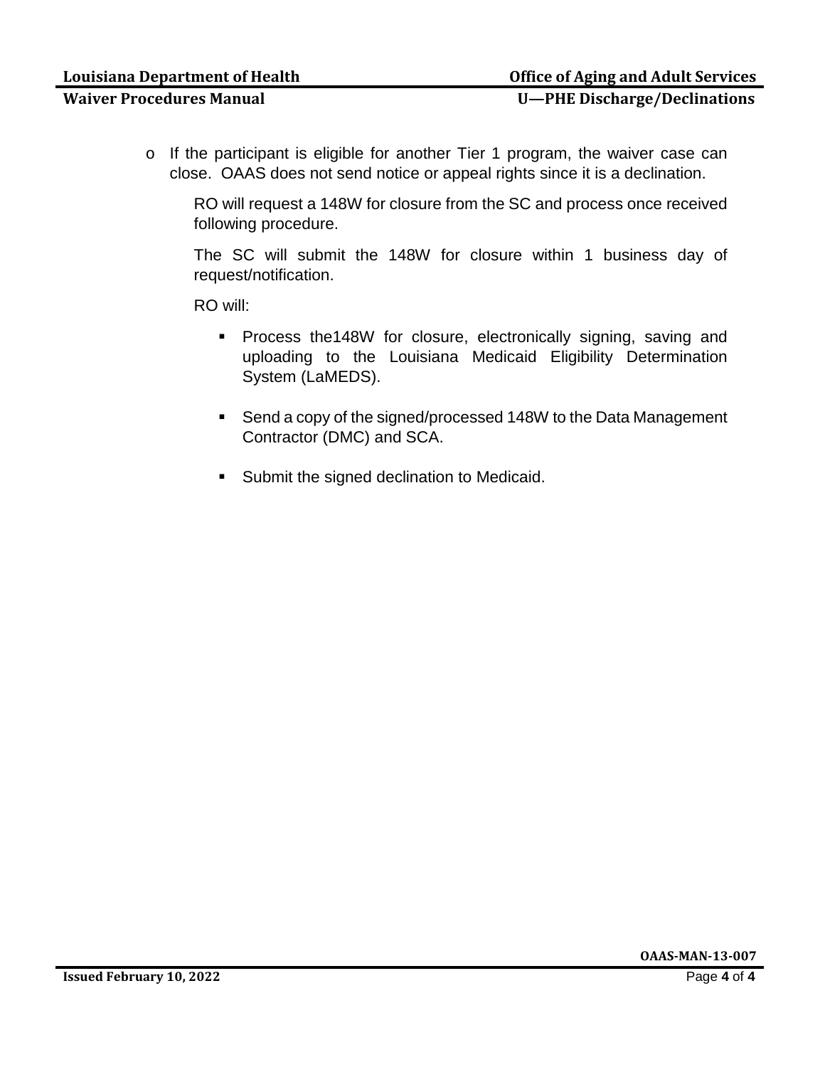- If the participant is eligible for another Tier 1 program, the waiver case can close. OAAS does not send notice or appeal rights since it is a declination.

  RO will request a 148W for closure from the SC and process once received following procedure.

  The SC will submit the 148W for closure within 1 business day of request/notification.

  RO will:

  - Process the148W for closure, electronically signing, saving and uploading to the Louisiana Medicaid Eligibility Determination System (LaMEDS).
  - Send a copy of the signed/processed 148W to the Data Management Contractor (DMC) and SCA.
  - Submit the signed declination to Medicaid.